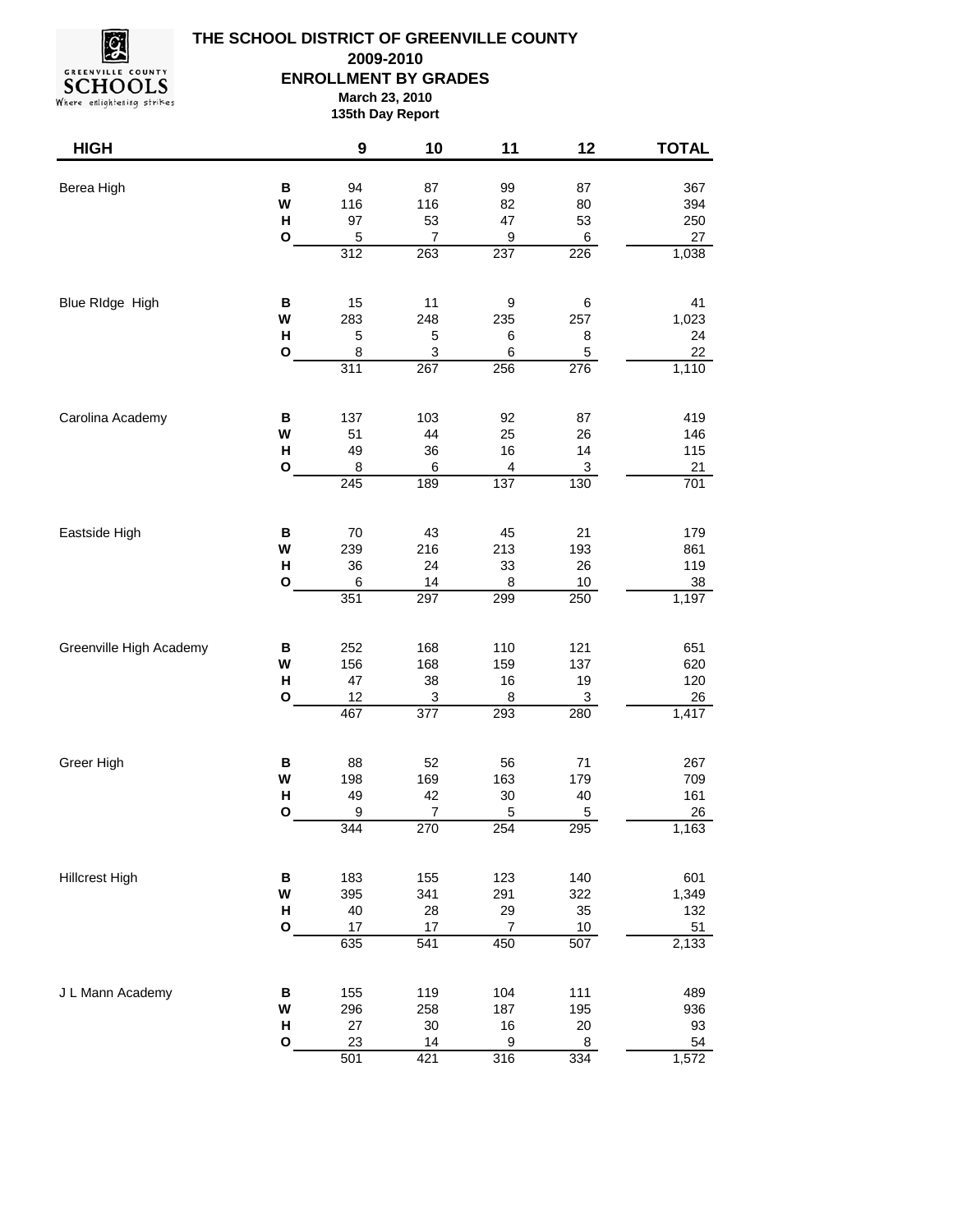# THE SCHOOL DISTRICT OF GREENVILLE COUNTY

**2009-2010**

**ENROLLMENT BY GRADES**

**March 23, 2010**

**135th Day Report**

| HIGH | | 9 | 10 | 11 | 12 | TOTAL |
|---|---|---|---|---|---|---|
| Berea High | B | 94 | 87 | 99 | 87 | 367 |
| | W | 116 | 116 | 82 | 80 | 394 |
| | H | 97 | 53 | 47 | 53 | 250 |
| | O | 5 | 7 | 9 | 6 | 27 |
| | | 312 | 263 | 237 | 226 | 1,038 |
| Blue RIdge High | B | 15 | 11 | 9 | 6 | 41 |
| | W | 283 | 248 | 235 | 257 | 1,023 |
| | H | 5 | 5 | 6 | 8 | 24 |
| | O | 8 | 3 | 6 | 5 | 22 |
| | | 311 | 267 | 256 | 276 | 1,110 |
| Carolina Academy | B | 137 | 103 | 92 | 87 | 419 |
| | W | 51 | 44 | 25 | 26 | 146 |
| | H | 49 | 36 | 16 | 14 | 115 |
| | O | 8 | 6 | 4 | 3 | 21 |
| | | 245 | 189 | 137 | 130 | 701 |
| Eastside High | B | 70 | 43 | 45 | 21 | 179 |
| | W | 239 | 216 | 213 | 193 | 861 |
| | H | 36 | 24 | 33 | 26 | 119 |
| | O | 6 | 14 | 8 | 10 | 38 |
| | | 351 | 297 | 299 | 250 | 1,197 |
| Greenville High Academy | B | 252 | 168 | 110 | 121 | 651 |
| | W | 156 | 168 | 159 | 137 | 620 |
| | H | 47 | 38 | 16 | 19 | 120 |
| | O | 12 | 3 | 8 | 3 | 26 |
| | | 467 | 377 | 293 | 280 | 1,417 |
| Greer High | B | 88 | 52 | 56 | 71 | 267 |
| | W | 198 | 169 | 163 | 179 | 709 |
| | H | 49 | 42 | 30 | 40 | 161 |
| | O | 9 | 7 | 5 | 5 | 26 |
| | | 344 | 270 | 254 | 295 | 1,163 |
| Hillcrest High | B | 183 | 155 | 123 | 140 | 601 |
| | W | 395 | 341 | 291 | 322 | 1,349 |
| | H | 40 | 28 | 29 | 35 | 132 |
| | O | 17 | 17 | 7 | 10 | 51 |
| | | 635 | 541 | 450 | 507 | 2,133 |
| J L Mann Academy | B | 155 | 119 | 104 | 111 | 489 |
| | W | 296 | 258 | 187 | 195 | 936 |
| | H | 27 | 30 | 16 | 20 | 93 |
| | O | 23 | 14 | 9 | 8 | 54 |
| | | 501 | 421 | 316 | 334 | 1,572 |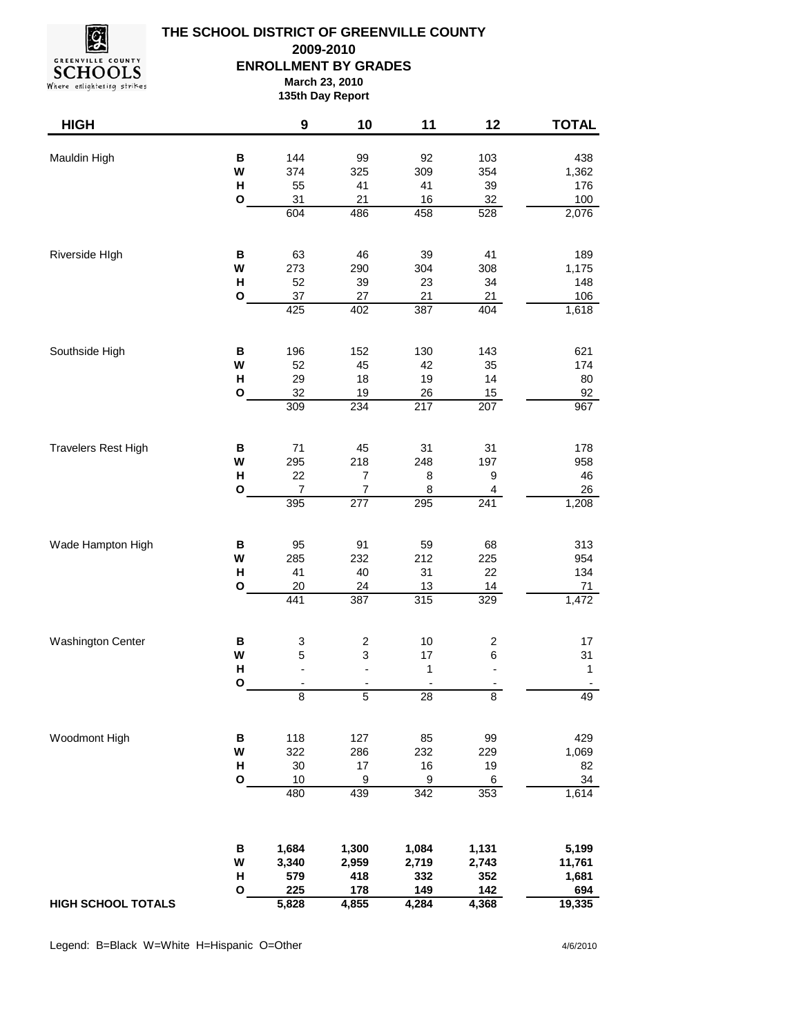**THE SCHOOL DISTRICT OF GREENVILLE COUNTY**

**2009-2010**

**ENROLLMENT BY GRADES**

**March 23, 2010**

**135th Day Report**

| HIGH | | 9 | 10 | 11 | 12 | TOTAL |
|---|---|---|---|---|---|---|
| Mauldin High | B | 144 | 99 | 92 | 103 | 438 |
| | W | 374 | 325 | 309 | 354 | 1,362 |
| | H | 55 | 41 | 41 | 39 | 176 |
| | O | 31 | 21 | 16 | 32 | 100 |
| | | 604 | 486 | 458 | 528 | 2,076 |
| Riverside HIgh | B | 63 | 46 | 39 | 41 | 189 |
| | W | 273 | 290 | 304 | 308 | 1,175 |
| | H | 52 | 39 | 23 | 34 | 148 |
| | O | 37 | 27 | 21 | 21 | 106 |
| | | 425 | 402 | 387 | 404 | 1,618 |
| Southside High | B | 196 | 152 | 130 | 143 | 621 |
| | W | 52 | 45 | 42 | 35 | 174 |
| | H | 29 | 18 | 19 | 14 | 80 |
| | O | 32 | 19 | 26 | 15 | 92 |
| | | 309 | 234 | 217 | 207 | 967 |
| Travelers Rest High | B | 71 | 45 | 31 | 31 | 178 |
| | W | 295 | 218 | 248 | 197 | 958 |
| | H | 22 | 7 | 8 | 9 | 46 |
| | O | 7 | 7 | 8 | 4 | 26 |
| | | 395 | 277 | 295 | 241 | 1,208 |
| Wade Hampton High | B | 95 | 91 | 59 | 68 | 313 |
| | W | 285 | 232 | 212 | 225 | 954 |
| | H | 41 | 40 | 31 | 22 | 134 |
| | O | 20 | 24 | 13 | 14 | 71 |
| | | 441 | 387 | 315 | 329 | 1,472 |
| Washington Center | B | 3 | 2 | 10 | 2 | 17 |
| | W | 5 | 3 | 17 | 6 | 31 |
| | H | - | - | 1 | - | 1 |
| | O | - | - | - | - | - |
| | | 8 | 5 | 28 | 8 | 49 |
| Woodmont High | B | 118 | 127 | 85 | 99 | 429 |
| | W | 322 | 286 | 232 | 229 | 1,069 |
| | H | 30 | 17 | 16 | 19 | 82 |
| | O | 10 | 9 | 9 | 6 | 34 |
| | | 480 | 439 | 342 | 353 | 1,614 |
| | **B** | **1,684** | **1,300** | **1,084** | **1,131** | **5,199** |
| | **W** | **3,340** | **2,959** | **2,719** | **2,743** | **11,761** |
| | **H** | **579** | **418** | **332** | **352** | **1,681** |
| | **O** | **225** | **178** | **149** | **142** | **694** |
| **HIGH SCHOOL TOTALS** | | **5,828** | **4,855** | **4,284** | **4,368** | **19,335** |

Legend: B=Black W=White H=Hispanic O=Other

4/6/2010